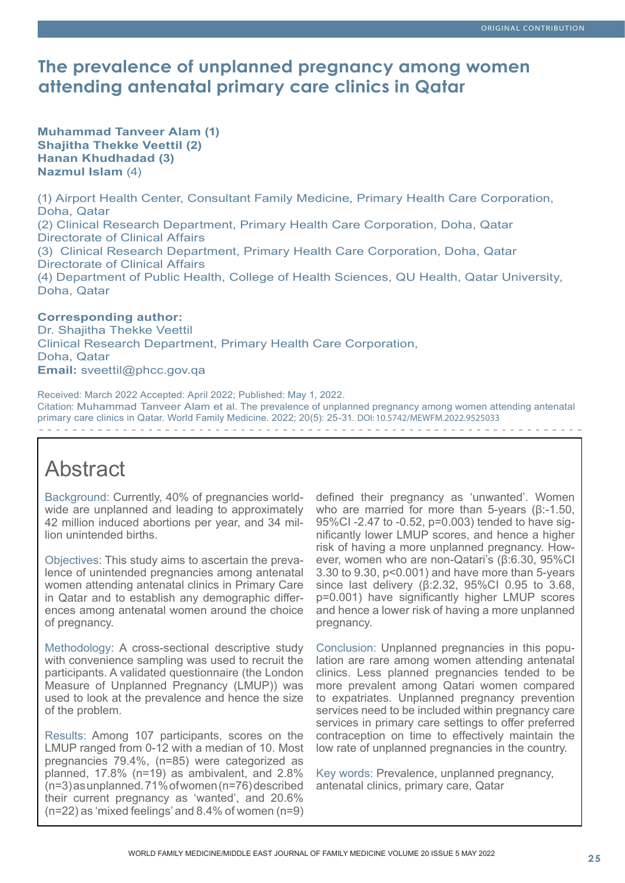ORIGINAL CONTRIBUTION

# The prevalence of unplanned pregnancy among women attending antenatal primary care clinics in Qatar

**Muhammad Tanveer Alam (1)**
**Shajitha Thekke Veettil (2)**
**Hanan Khudhadad (3)**
**Nazmul Islam** (4)

(1) Airport Health Center, Consultant Family Medicine, Primary Health Care Corporation, Doha, Qatar
(2) Clinical Research Department, Primary Health Care Corporation, Doha, Qatar Directorate of Clinical Affairs
(3) Clinical Research Department, Primary Health Care Corporation, Doha, Qatar Directorate of Clinical Affairs
(4) Department of Public Health, College of Health Sciences, QU Health, Qatar University, Doha, Qatar

**Corresponding author:**
Dr. Shajitha Thekke Veettil
Clinical Research Department, Primary Health Care Corporation,
Doha, Qatar
**Email:** sveettil@phcc.gov.qa

Received: March 2022 Accepted: April 2022; Published: May 1, 2022.
Citation: Muhammad Tanveer Alam et al. The prevalence of unplanned pregnancy among women attending antenatal primary care clinics in Qatar. World Family Medicine. 2022; 20(5): 25-31. DOI:10.5742/MEWFM.2022.9525033

## Abstract

Background: Currently, 40% of pregnancies worldwide are unplanned and leading to approximately 42 million induced abortions per year, and 34 million unintended births.

Objectives: This study aims to ascertain the prevalence of unintended pregnancies among antenatal women attending antenatal clinics in Primary Care in Qatar and to establish any demographic differences among antenatal women around the choice of pregnancy.

Methodology: A cross-sectional descriptive study with convenience sampling was used to recruit the participants. A validated questionnaire (the London Measure of Unplanned Pregnancy (LMUP)) was used to look at the prevalence and hence the size of the problem.

Results: Among 107 participants, scores on the LMUP ranged from 0-12 with a median of 10. Most pregnancies 79.4%, (n=85) were categorized as planned, 17.8% (n=19) as ambivalent, and 2.8% (n=3) as unplanned. 71% of women (n=76) described their current pregnancy as 'wanted', and 20.6% (n=22) as 'mixed feelings' and 8.4% of women (n=9) defined their pregnancy as 'unwanted'. Women who are married for more than 5-years (β:-1.50, 95%CI -2.47 to -0.52, p=0.003) tended to have significantly lower LMUP scores, and hence a higher risk of having a more unplanned pregnancy. However, women who are non-Qatari's (β:6.30, 95%CI 3.30 to 9.30, p<0.001) and have more than 5-years since last delivery (β:2.32, 95%CI 0.95 to 3.68, p=0.001) have significantly higher LMUP scores and hence a lower risk of having a more unplanned pregnancy.

Conclusion: Unplanned pregnancies in this population are rare among women attending antenatal clinics. Less planned pregnancies tended to be more prevalent among Qatari women compared to expatriates. Unplanned pregnancy prevention services need to be included within pregnancy care services in primary care settings to offer preferred contraception on time to effectively maintain the low rate of unplanned pregnancies in the country.

Key words: Prevalence, unplanned pregnancy, antenatal clinics, primary care, Qatar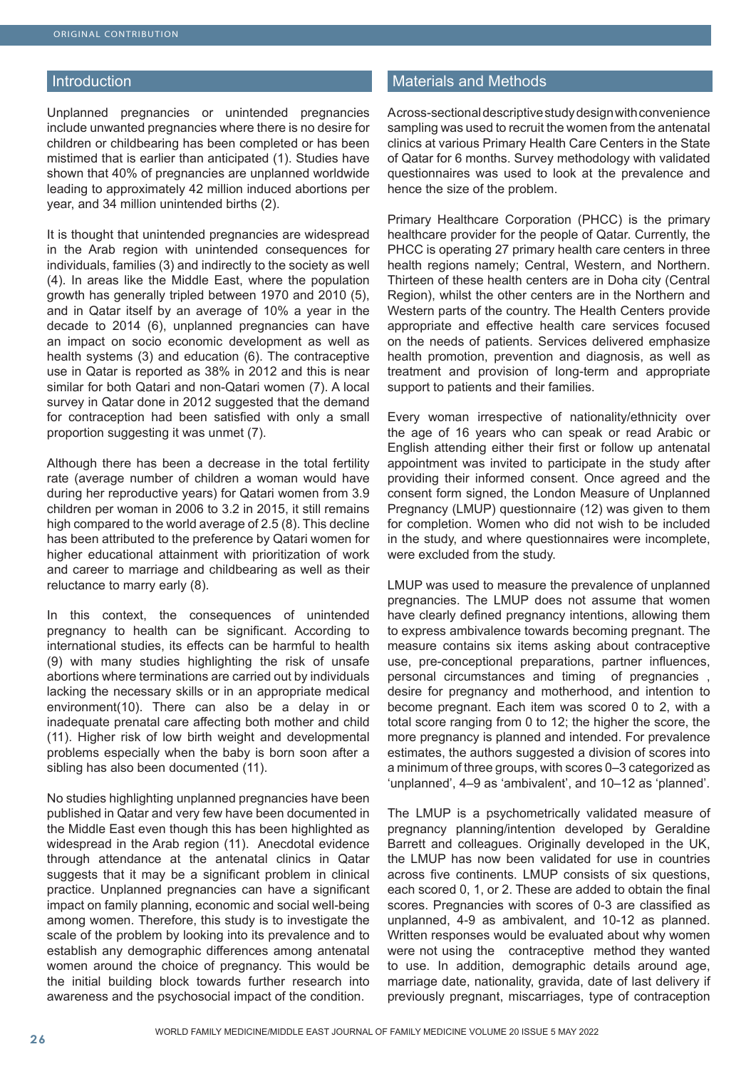## Introduction

Unplanned pregnancies or unintended pregnancies include unwanted pregnancies where there is no desire for children or childbearing has been completed or has been mistimed that is earlier than anticipated (1). Studies have shown that 40% of pregnancies are unplanned worldwide leading to approximately 42 million induced abortions per year, and 34 million unintended births (2).

It is thought that unintended pregnancies are widespread in the Arab region with unintended consequences for individuals, families (3) and indirectly to the society as well (4). In areas like the Middle East, where the population growth has generally tripled between 1970 and 2010 (5), and in Qatar itself by an average of 10% a year in the decade to 2014 (6), unplanned pregnancies can have an impact on socio economic development as well as health systems (3) and education (6). The contraceptive use in Qatar is reported as 38% in 2012 and this is near similar for both Qatari and non-Qatari women (7). A local survey in Qatar done in 2012 suggested that the demand for contraception had been satisfied with only a small proportion suggesting it was unmet (7).

Although there has been a decrease in the total fertility rate (average number of children a woman would have during her reproductive years) for Qatari women from 3.9 children per woman in 2006 to 3.2 in 2015, it still remains high compared to the world average of 2.5 (8). This decline has been attributed to the preference by Qatari women for higher educational attainment with prioritization of work and career to marriage and childbearing as well as their reluctance to marry early (8).

In this context, the consequences of unintended pregnancy to health can be significant. According to international studies, its effects can be harmful to health (9) with many studies highlighting the risk of unsafe abortions where terminations are carried out by individuals lacking the necessary skills or in an appropriate medical environment(10). There can also be a delay in or inadequate prenatal care affecting both mother and child (11). Higher risk of low birth weight and developmental problems especially when the baby is born soon after a sibling has also been documented (11).

No studies highlighting unplanned pregnancies have been published in Qatar and very few have been documented in the Middle East even though this has been highlighted as widespread in the Arab region (11). Anecdotal evidence through attendance at the antenatal clinics in Qatar suggests that it may be a significant problem in clinical practice. Unplanned pregnancies can have a significant impact on family planning, economic and social well-being among women. Therefore, this study is to investigate the scale of the problem by looking into its prevalence and to establish any demographic differences among antenatal women around the choice of pregnancy. This would be the initial building block towards further research into awareness and the psychosocial impact of the condition.

## Materials and Methods

A cross-sectional descriptive study design with convenience sampling was used to recruit the women from the antenatal clinics at various Primary Health Care Centers in the State of Qatar for 6 months. Survey methodology with validated questionnaires was used to look at the prevalence and hence the size of the problem.

Primary Healthcare Corporation (PHCC) is the primary healthcare provider for the people of Qatar. Currently, the PHCC is operating 27 primary health care centers in three health regions namely; Central, Western, and Northern. Thirteen of these health centers are in Doha city (Central Region), whilst the other centers are in the Northern and Western parts of the country. The Health Centers provide appropriate and effective health care services focused on the needs of patients. Services delivered emphasize health promotion, prevention and diagnosis, as well as treatment and provision of long-term and appropriate support to patients and their families.

Every woman irrespective of nationality/ethnicity over the age of 16 years who can speak or read Arabic or English attending either their first or follow up antenatal appointment was invited to participate in the study after providing their informed consent. Once agreed and the consent form signed, the London Measure of Unplanned Pregnancy (LMUP) questionnaire (12) was given to them for completion. Women who did not wish to be included in the study, and where questionnaires were incomplete, were excluded from the study.

LMUP was used to measure the prevalence of unplanned pregnancies. The LMUP does not assume that women have clearly defined pregnancy intentions, allowing them to express ambivalence towards becoming pregnant. The measure contains six items asking about contraceptive use, pre-conceptional preparations, partner influences, personal circumstances and timing of pregnancies , desire for pregnancy and motherhood, and intention to become pregnant. Each item was scored 0 to 2, with a total score ranging from 0 to 12; the higher the score, the more pregnancy is planned and intended. For prevalence estimates, the authors suggested a division of scores into a minimum of three groups, with scores 0–3 categorized as 'unplanned', 4–9 as 'ambivalent', and 10–12 as 'planned'.

The LMUP is a psychometrically validated measure of pregnancy planning/intention developed by Geraldine Barrett and colleagues. Originally developed in the UK, the LMUP has now been validated for use in countries across five continents. LMUP consists of six questions, each scored 0, 1, or 2. These are added to obtain the final scores. Pregnancies with scores of 0-3 are classified as unplanned, 4-9 as ambivalent, and 10-12 as planned. Written responses would be evaluated about why women were not using the contraceptive method they wanted to use. In addition, demographic details around age, marriage date, nationality, gravida, date of last delivery if previously pregnant, miscarriages, type of contraception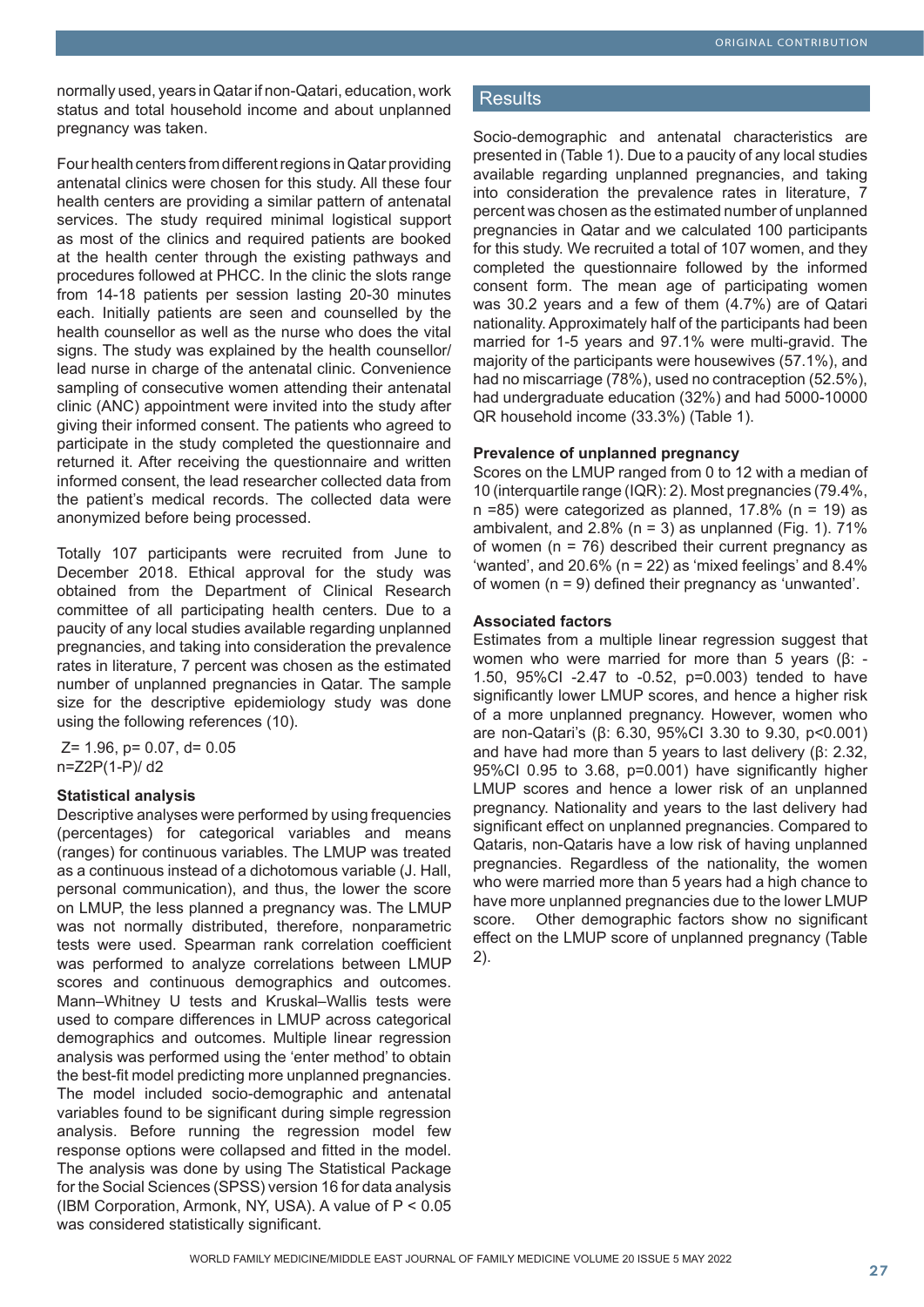normally used, years in Qatar if non-Qatari, education, work status and total household income and about unplanned pregnancy was taken.

Four health centers from different regions in Qatar providing antenatal clinics were chosen for this study. All these four health centers are providing a similar pattern of antenatal services. The study required minimal logistical support as most of the clinics and required patients are booked at the health center through the existing pathways and procedures followed at PHCC. In the clinic the slots range from 14-18 patients per session lasting 20-30 minutes each. Initially patients are seen and counselled by the health counsellor as well as the nurse who does the vital signs. The study was explained by the health counsellor/ lead nurse in charge of the antenatal clinic. Convenience sampling of consecutive women attending their antenatal clinic (ANC) appointment were invited into the study after giving their informed consent. The patients who agreed to participate in the study completed the questionnaire and returned it. After receiving the questionnaire and written informed consent, the lead researcher collected data from the patient's medical records. The collected data were anonymized before being processed.

Totally 107 participants were recruited from June to December 2018. Ethical approval for the study was obtained from the Department of Clinical Research committee of all participating health centers. Due to a paucity of any local studies available regarding unplanned pregnancies, and taking into consideration the prevalence rates in literature, 7 percent was chosen as the estimated number of unplanned pregnancies in Qatar. The sample size for the descriptive epidemiology study was done using the following references (10).

Z= 1.96, p= 0.07, d= 0.05
n=Z2P(1-P)/ d2

### Statistical analysis

Descriptive analyses were performed by using frequencies (percentages) for categorical variables and means (ranges) for continuous variables. The LMUP was treated as a continuous instead of a dichotomous variable (J. Hall, personal communication), and thus, the lower the score on LMUP, the less planned a pregnancy was. The LMUP was not normally distributed, therefore, nonparametric tests were used. Spearman rank correlation coefficient was performed to analyze correlations between LMUP scores and continuous demographics and outcomes. Mann–Whitney U tests and Kruskal–Wallis tests were used to compare differences in LMUP across categorical demographics and outcomes. Multiple linear regression analysis was performed using the 'enter method' to obtain the best-fit model predicting more unplanned pregnancies. The model included socio-demographic and antenatal variables found to be significant during simple regression analysis. Before running the regression model few response options were collapsed and fitted in the model. The analysis was done by using The Statistical Package for the Social Sciences (SPSS) version 16 for data analysis (IBM Corporation, Armonk, NY, USA). A value of $P < 0.05$ was considered statistically significant.

## Results

Socio-demographic and antenatal characteristics are presented in (Table 1). Due to a paucity of any local studies available regarding unplanned pregnancies, and taking into consideration the prevalence rates in literature, 7 percent was chosen as the estimated number of unplanned pregnancies in Qatar and we calculated 100 participants for this study. We recruited a total of 107 women, and they completed the questionnaire followed by the informed consent form. The mean age of participating women was 30.2 years and a few of them (4.7%) are of Qatari nationality. Approximately half of the participants had been married for 1-5 years and 97.1% were multi-gravid. The majority of the participants were housewives (57.1%), and had no miscarriage (78%), used no contraception (52.5%), had undergraduate education (32%) and had 5000-10000 QR household income (33.3%) (Table 1).

### Prevalence of unplanned pregnancy

Scores on the LMUP ranged from 0 to 12 with a median of 10 (interquartile range (IQR): 2). Most pregnancies (79.4%, n =85) were categorized as planned, 17.8% (n = 19) as ambivalent, and 2.8% (n = 3) as unplanned (Fig. 1). 71% of women (n = 76) described their current pregnancy as 'wanted', and 20.6% (n = 22) as 'mixed feelings' and 8.4% of women (n = 9) defined their pregnancy as 'unwanted'.

### Associated factors

Estimates from a multiple linear regression suggest that women who were married for more than 5 years (β: -1.50, 95%CI -2.47 to -0.52, p=0.003) tended to have significantly lower LMUP scores, and hence a higher risk of a more unplanned pregnancy. However, women who are non-Qatari's (β: 6.30, 95%CI 3.30 to 9.30, p<0.001) and have had more than 5 years to last delivery (β: 2.32, 95%CI 0.95 to 3.68, p=0.001) have significantly higher LMUP scores and hence a lower risk of an unplanned pregnancy. Nationality and years to the last delivery had significant effect on unplanned pregnancies. Compared to Qataris, non-Qataris have a low risk of having unplanned pregnancies. Regardless of the nationality, the women who were married more than 5 years had a high chance to have more unplanned pregnancies due to the lower LMUP score. Other demographic factors show no significant effect on the LMUP score of unplanned pregnancy (Table 2).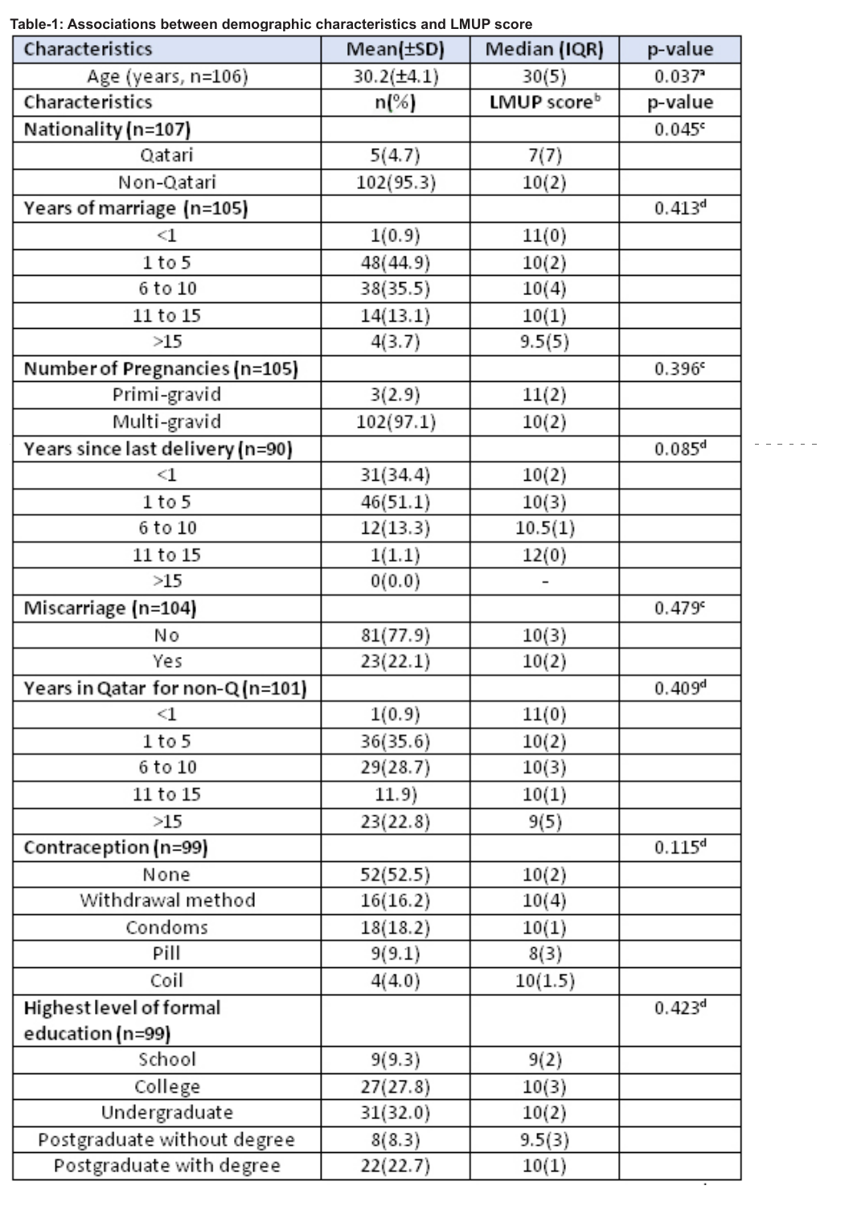**Table-1: Associations between demographic characteristics and LMUP score**

| Characteristics | Mean(±SD) | Median (IQR) | p-value |
|---|---|---|---|
| Age (years, n=106) | 30.2(±4.1) | 30(5) | 0.037[a] |
| **Characteristics** | **n(%)** | **LMUP score[b]** | **p-value** |
| **Nationality (n=107)** | | | 0.045[c] |
| Qatari | 5(4.7) | 7(7) | |
| Non-Qatari | 102(95.3) | 10(2) | |
| **Years of marriage (n=105)** | | | 0.413[d] |
| <1 | 1(0.9) | 11(0) | |
| 1 to 5 | 48(44.9) | 10(2) | |
| 6 to 10 | 38(35.5) | 10(4) | |
| 11 to 15 | 14(13.1) | 10(1) | |
| >15 | 4(3.7) | 9.5(5) | |
| **Number of Pregnancies (n=105)** | | | 0.396[c] |
| Primi-gravid | 3(2.9) | 11(2) | |
| Multi-gravid | 102(97.1) | 10(2) | |
| **Years since last delivery (n=90)** | | | 0.085[d] |
| <1 | 31(34.4) | 10(2) | |
| 1 to 5 | 46(51.1) | 10(3) | |
| 6 to 10 | 12(13.3) | 10.5(1) | |
| 11 to 15 | 1(1.1) | 12(0) | |
| >15 | 0(0.0) | - | |
| **Miscarriage (n=104)** | | | 0.479[c] |
| No | 81(77.9) | 10(3) | |
| Yes | 23(22.1) | 10(2) | |
| **Years in Qatar for non-Q (n=101)** | | | 0.409[d] |
| <1 | 1(0.9) | 11(0) | |
| 1 to 5 | 36(35.6) | 10(2) | |
| 6 to 10 | 29(28.7) | 10(3) | |
| 11 to 15 | 11.9) | 10(1) | |
| >15 | 23(22.8) | 9(5) | |
| **Contraception (n=99)** | | | 0.115[d] |
| None | 52(52.5) | 10(2) | |
| Withdrawal method | 16(16.2) | 10(4) | |
| Condoms | 18(18.2) | 10(1) | |
| Pill | 9(9.1) | 8(3) | |
| Coil | 4(4.0) | 10(1.5) | |
| **Highest level of formal education (n=99)** | | | 0.423[d] |
| School | 9(9.3) | 9(2) | |
| College | 27(27.8) | 10(3) | |
| Undergraduate | 31(32.0) | 10(2) | |
| Postgraduate without degree | 8(8.3) | 9.5(3) | |
| Postgraduate with degree | 22(22.7) | 10(1) | |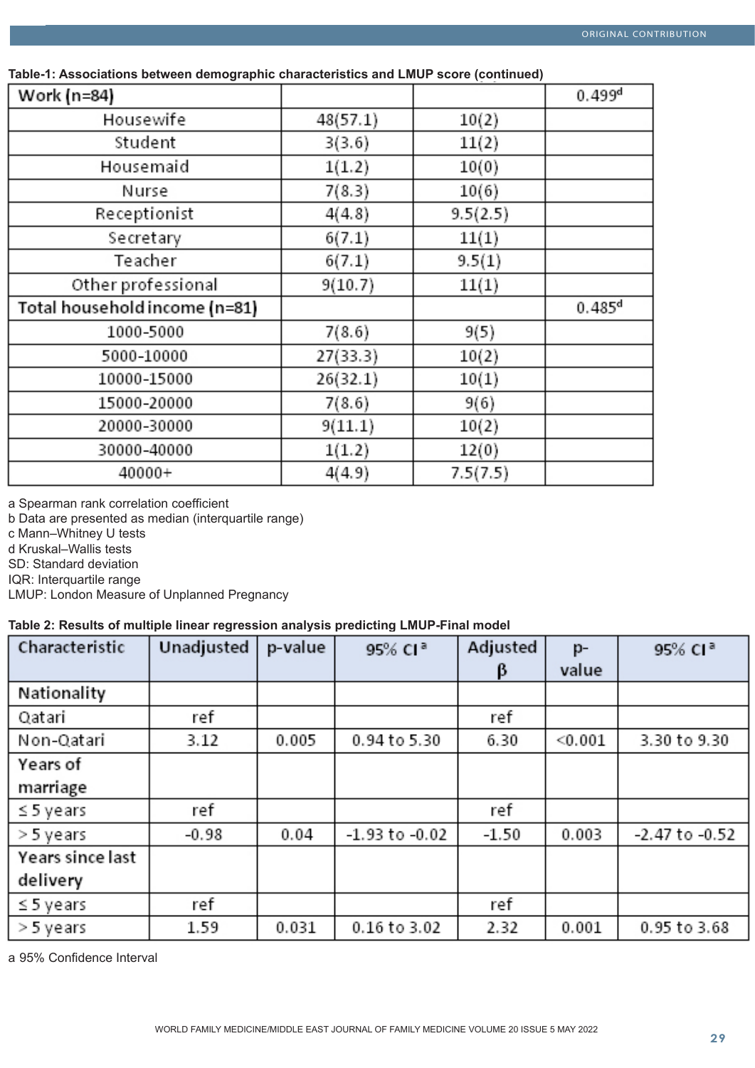**Table-1: Associations between demographic characteristics and LMUP score (continued)**

| | | | |
|---|---|---|---|
| Work (n=84) | | | 0.499[d] |
| Housewife | 48(57.1) | 10(2) | |
| Student | 3(3.6) | 11(2) | |
| Housemaid | 1(1.2) | 10(0) | |
| Nurse | 7(8.3) | 10(6) | |
| Receptionist | 4(4.8) | 9.5(2.5) | |
| Secretary | 6(7.1) | 11(1) | |
| Teacher | 6(7.1) | 9.5(1) | |
| Other professional | 9(10.7) | 11(1) | |
| Total household income (n=81) | | | 0.485[d] |
| 1000-5000 | 7(8.6) | 9(5) | |
| 5000-10000 | 27(33.3) | 10(2) | |
| 10000-15000 | 26(32.1) | 10(1) | |
| 15000-20000 | 7(8.6) | 9(6) | |
| 20000-30000 | 9(11.1) | 10(2) | |
| 30000-40000 | 1(1.2) | 12(0) | |
| 40000+ | 4(4.9) | 7.5(7.5) | |

a Spearman rank correlation coefficient
b Data are presented as median (interquartile range)
c Mann–Whitney U tests
d Kruskal–Wallis tests
SD: Standard deviation
IQR: Interquartile range
LMUP: London Measure of Unplanned Pregnancy

**Table 2: Results of multiple linear regression analysis predicting LMUP-Final model**

| Characteristic | Unadjusted | p-value | 95% CI [a] | Adjusted β | p-value | 95% CI [a] |
|---|---|---|---|---|---|---|
| Nationality | | | | | | |
| Qatari | ref | | | ref | | |
| Non-Qatari | 3.12 | 0.005 | 0.94 to 5.30 | 6.30 | <0.001 | 3.30 to 9.30 |
| Years of marriage | | | | | | |
| ≤ 5 years | ref | | | ref | | |
| > 5 years | -0.98 | 0.04 | -1.93 to -0.02 | -1.50 | 0.003 | -2.47 to -0.52 |
| Years since last delivery | | | | | | |
| ≤ 5 years | ref | | | ref | | |
| > 5 years | 1.59 | 0.031 | 0.16 to 3.02 | 2.32 | 0.001 | 0.95 to 3.68 |

a 95% Confidence Interval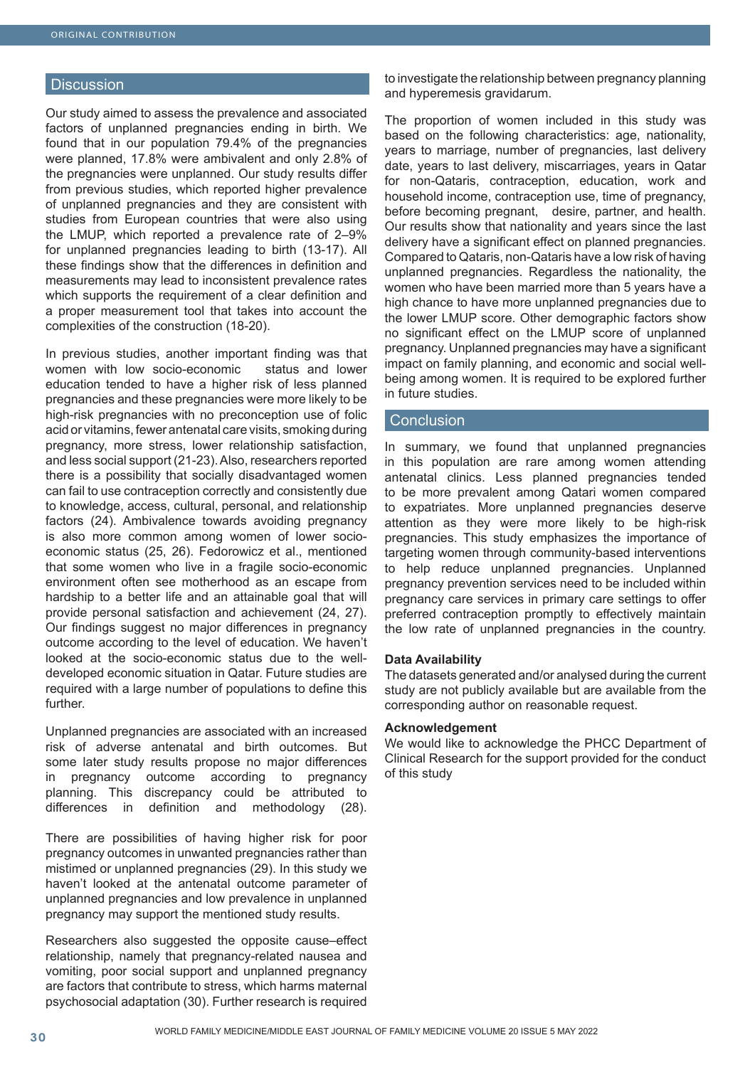## Discussion

Our study aimed to assess the prevalence and associated factors of unplanned pregnancies ending in birth. We found that in our population 79.4% of the pregnancies were planned, 17.8% were ambivalent and only 2.8% of the pregnancies were unplanned. Our study results differ from previous studies, which reported higher prevalence of unplanned pregnancies and they are consistent with studies from European countries that were also using the LMUP, which reported a prevalence rate of 2–9% for unplanned pregnancies leading to birth (13-17). All these findings show that the differences in definition and measurements may lead to inconsistent prevalence rates which supports the requirement of a clear definition and a proper measurement tool that takes into account the complexities of the construction (18-20).

In previous studies, another important finding was that women with low socio-economic status and lower education tended to have a higher risk of less planned pregnancies and these pregnancies were more likely to be high-risk pregnancies with no preconception use of folic acid or vitamins, fewer antenatal care visits, smoking during pregnancy, more stress, lower relationship satisfaction, and less social support (21-23). Also, researchers reported there is a possibility that socially disadvantaged women can fail to use contraception correctly and consistently due to knowledge, access, cultural, personal, and relationship factors (24). Ambivalence towards avoiding pregnancy is also more common among women of lower socio-economic status (25, 26). Fedorowicz et al., mentioned that some women who live in a fragile socio-economic environment often see motherhood as an escape from hardship to a better life and an attainable goal that will provide personal satisfaction and achievement (24, 27). Our findings suggest no major differences in pregnancy outcome according to the level of education. We haven't looked at the socio-economic status due to the well-developed economic situation in Qatar. Future studies are required with a large number of populations to define this further.

Unplanned pregnancies are associated with an increased risk of adverse antenatal and birth outcomes. But some later study results propose no major differences in pregnancy outcome according to pregnancy planning. This discrepancy could be attributed to differences in definition and methodology (28).

There are possibilities of having higher risk for poor pregnancy outcomes in unwanted pregnancies rather than mistimed or unplanned pregnancies (29). In this study we haven't looked at the antenatal outcome parameter of unplanned pregnancies and low prevalence in unplanned pregnancy may support the mentioned study results.

Researchers also suggested the opposite cause–effect relationship, namely that pregnancy-related nausea and vomiting, poor social support and unplanned pregnancy are factors that contribute to stress, which harms maternal psychosocial adaptation (30). Further research is required to investigate the relationship between pregnancy planning and hyperemesis gravidarum.

The proportion of women included in this study was based on the following characteristics: age, nationality, years to marriage, number of pregnancies, last delivery date, years to last delivery, miscarriages, years in Qatar for non-Qataris, contraception, education, work and household income, contraception use, time of pregnancy, before becoming pregnant, desire, partner, and health. Our results show that nationality and years since the last delivery have a significant effect on planned pregnancies. Compared to Qataris, non-Qataris have a low risk of having unplanned pregnancies. Regardless the nationality, the women who have been married more than 5 years have a high chance to have more unplanned pregnancies due to the lower LMUP score. Other demographic factors show no significant effect on the LMUP score of unplanned pregnancy. Unplanned pregnancies may have a significant impact on family planning, and economic and social well-being among women. It is required to be explored further in future studies.

## Conclusion

In summary, we found that unplanned pregnancies in this population are rare among women attending antenatal clinics. Less planned pregnancies tended to be more prevalent among Qatari women compared to expatriates. More unplanned pregnancies deserve attention as they were more likely to be high-risk pregnancies. This study emphasizes the importance of targeting women through community-based interventions to help reduce unplanned pregnancies. Unplanned pregnancy prevention services need to be included within pregnancy care services in primary care settings to offer preferred contraception promptly to effectively maintain the low rate of unplanned pregnancies in the country.

**Data Availability**

The datasets generated and/or analysed during the current study are not publicly available but are available from the corresponding author on reasonable request.

**Acknowledgement**

We would like to acknowledge the PHCC Department of Clinical Research for the support provided for the conduct of this study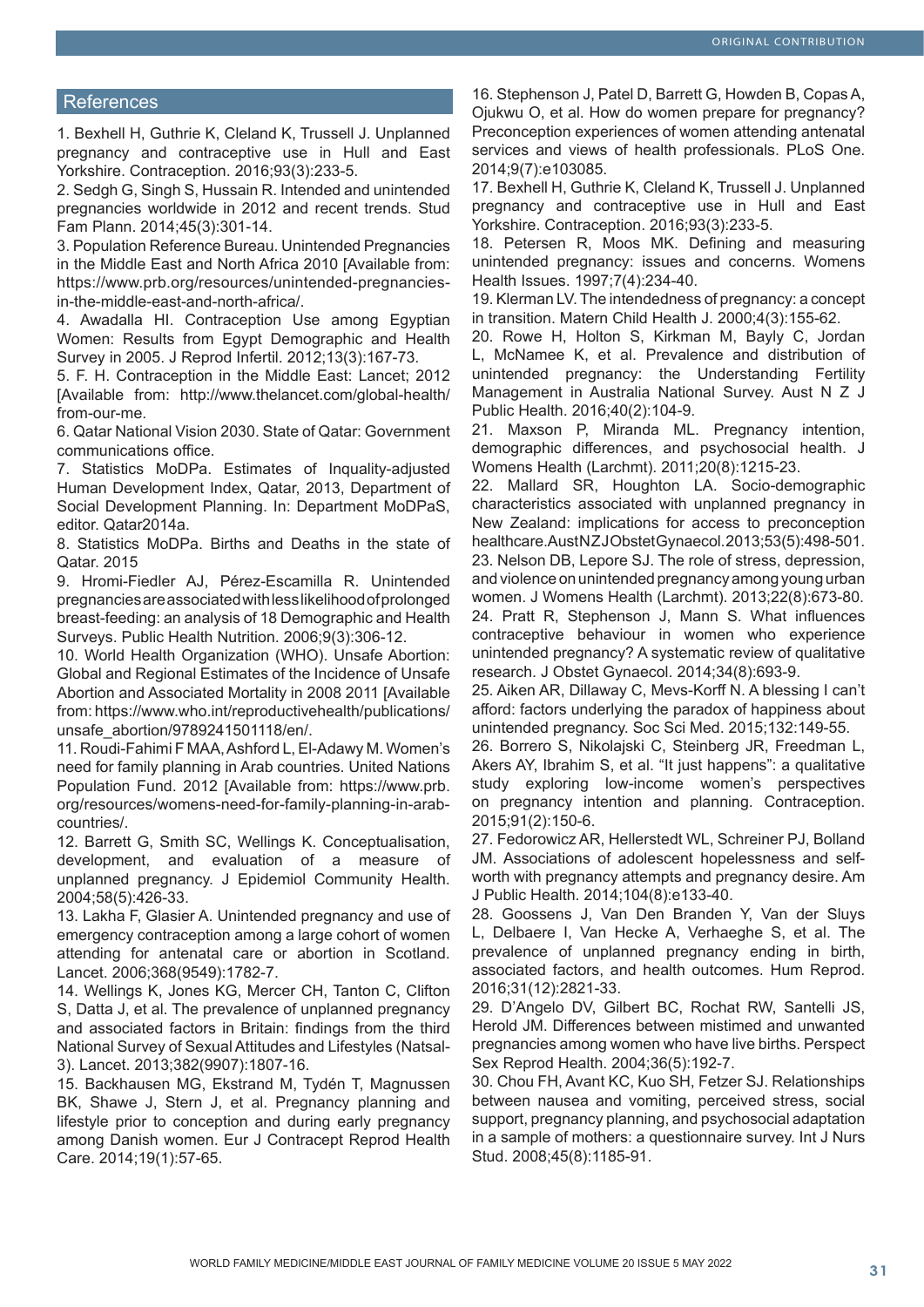## References

1. Bexhell H, Guthrie K, Cleland K, Trussell J. Unplanned pregnancy and contraceptive use in Hull and East Yorkshire. Contraception. 2016;93(3):233-5.
2. Sedgh G, Singh S, Hussain R. Intended and unintended pregnancies worldwide in 2012 and recent trends. Stud Fam Plann. 2014;45(3):301-14.
3. Population Reference Bureau. Unintended Pregnancies in the Middle East and North Africa 2010 [Available from: https://www.prb.org/resources/unintended-pregnancies-in-the-middle-east-and-north-africa/.
4. Awadalla HI. Contraception Use among Egyptian Women: Results from Egypt Demographic and Health Survey in 2005. J Reprod Infertil. 2012;13(3):167-73.
5. F. H. Contraception in the Middle East: Lancet; 2012 [Available from: http://www.thelancet.com/global-health/from-our-me.
6. Qatar National Vision 2030. State of Qatar: Government communications office.
7. Statistics MoDPa. Estimates of Inquality-adjusted Human Development Index, Qatar, 2013, Department of Social Development Planning. In: Department MoDPaS, editor. Qatar2014a.
8. Statistics MoDPa. Births and Deaths in the state of Qatar. 2015
9. Hromi-Fiedler AJ, Pérez-Escamilla R. Unintended pregnancies are associated with less likelihood of prolonged breast-feeding: an analysis of 18 Demographic and Health Surveys. Public Health Nutrition. 2006;9(3):306-12.
10. World Health Organization (WHO). Unsafe Abortion: Global and Regional Estimates of the Incidence of Unsafe Abortion and Associated Mortality in 2008 2011 [Available from: https://www.who.int/reproductivehealth/publications/unsafe_abortion/9789241501118/en/.
11. Roudi-Fahimi F MAA, Ashford L, El-Adawy M. Women's need for family planning in Arab countries. United Nations Population Fund. 2012 [Available from: https://www.prb.org/resources/womens-need-for-family-planning-in-arab-countries/.
12. Barrett G, Smith SC, Wellings K. Conceptualisation, development, and evaluation of a measure of unplanned pregnancy. J Epidemiol Community Health. 2004;58(5):426-33.
13. Lakha F, Glasier A. Unintended pregnancy and use of emergency contraception among a large cohort of women attending for antenatal care or abortion in Scotland. Lancet. 2006;368(9549):1782-7.
14. Wellings K, Jones KG, Mercer CH, Tanton C, Clifton S, Datta J, et al. The prevalence of unplanned pregnancy and associated factors in Britain: findings from the third National Survey of Sexual Attitudes and Lifestyles (Natsal-3). Lancet. 2013;382(9907):1807-16.
15. Backhausen MG, Ekstrand M, Tydén T, Magnussen BK, Shawe J, Stern J, et al. Pregnancy planning and lifestyle prior to conception and during early pregnancy among Danish women. Eur J Contracept Reprod Health Care. 2014;19(1):57-65.
16. Stephenson J, Patel D, Barrett G, Howden B, Copas A, Ojukwu O, et al. How do women prepare for pregnancy? Preconception experiences of women attending antenatal services and views of health professionals. PLoS One. 2014;9(7):e103085.
17. Bexhell H, Guthrie K, Cleland K, Trussell J. Unplanned pregnancy and contraceptive use in Hull and East Yorkshire. Contraception. 2016;93(3):233-5.
18. Petersen R, Moos MK. Defining and measuring unintended pregnancy: issues and concerns. Womens Health Issues. 1997;7(4):234-40.
19. Klerman LV. The intendedness of pregnancy: a concept in transition. Matern Child Health J. 2000;4(3):155-62.
20. Rowe H, Holton S, Kirkman M, Bayly C, Jordan L, McNamee K, et al. Prevalence and distribution of unintended pregnancy: the Understanding Fertility Management in Australia National Survey. Aust N Z J Public Health. 2016;40(2):104-9.
21. Maxson P, Miranda ML. Pregnancy intention, demographic differences, and psychosocial health. J Womens Health (Larchmt). 2011;20(8):1215-23.
22. Mallard SR, Houghton LA. Socio-demographic characteristics associated with unplanned pregnancy in New Zealand: implications for access to preconception healthcare. Aust N Z J Obstet Gynaecol. 2013;53(5):498-501.
23. Nelson DB, Lepore SJ. The role of stress, depression, and violence on unintended pregnancy among young urban women. J Womens Health (Larchmt). 2013;22(8):673-80.
24. Pratt R, Stephenson J, Mann S. What influences contraceptive behaviour in women who experience unintended pregnancy? A systematic review of qualitative research. J Obstet Gynaecol. 2014;34(8):693-9.
25. Aiken AR, Dillaway C, Mevs-Korff N. A blessing I can't afford: factors underlying the paradox of happiness about unintended pregnancy. Soc Sci Med. 2015;132:149-55.
26. Borrero S, Nikolajski C, Steinberg JR, Freedman L, Akers AY, Ibrahim S, et al. "It just happens": a qualitative study exploring low-income women's perspectives on pregnancy intention and planning. Contraception. 2015;91(2):150-6.
27. Fedorowicz AR, Hellerstedt WL, Schreiner PJ, Bolland JM. Associations of adolescent hopelessness and self-worth with pregnancy attempts and pregnancy desire. Am J Public Health. 2014;104(8):e133-40.
28. Goossens J, Van Den Branden Y, Van der Sluys L, Delbaere I, Van Hecke A, Verhaeghe S, et al. The prevalence of unplanned pregnancy ending in birth, associated factors, and health outcomes. Hum Reprod. 2016;31(12):2821-33.
29. D'Angelo DV, Gilbert BC, Rochat RW, Santelli JS, Herold JM. Differences between mistimed and unwanted pregnancies among women who have live births. Perspect Sex Reprod Health. 2004;36(5):192-7.
30. Chou FH, Avant KC, Kuo SH, Fetzer SJ. Relationships between nausea and vomiting, perceived stress, social support, pregnancy planning, and psychosocial adaptation in a sample of mothers: a questionnaire survey. Int J Nurs Stud. 2008;45(8):1185-91.